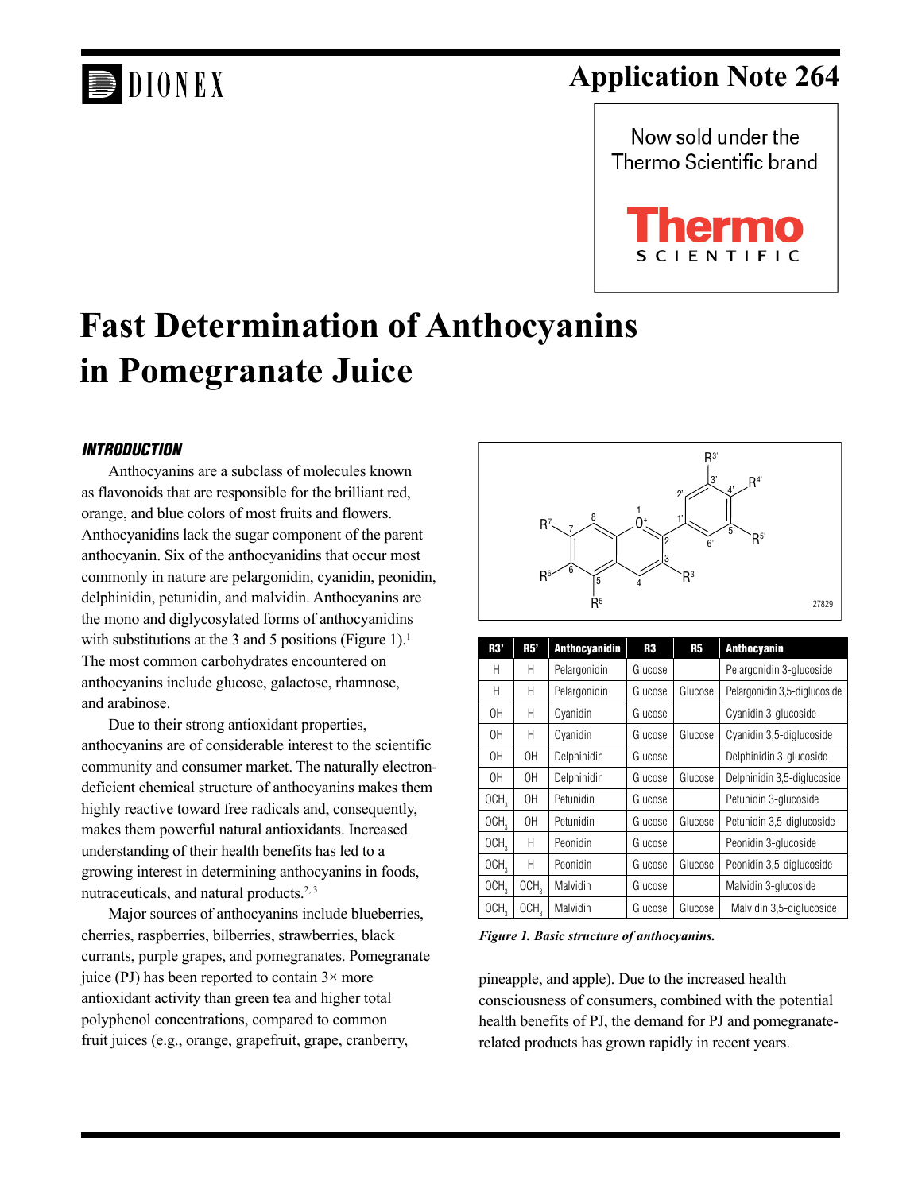# Application Note 264

Now sold under the Thermo Scientific brand

# Fast Determination of Anthocyanins in Pomegranate Juice

## INTRODUCTION

Anthocyanins are a subclass of molecules known as flavonoids that are responsible for the brilliant red, orange, and blue colors of most fruits and flowers. Anthocyanidins lack the sugar component of the parent anthocyanin. Six of the anthocyanidins that occur most commonly in nature are pelargonidin, cyanidin, peonidin, delphinidin, petunidin, and malvidin. Anthocyanins are the mono and diglycosylated forms of anthocyanidins with substitutions at the 3 and 5 positions (Figure 1).[1] The most common carbohydrates encountered on anthocyanins include glucose, galactose, rhamnose, and arabinose.

Due to their strong antioxidant properties, anthocyanins are of considerable interest to the scientific community and consumer market. The naturally electron-deficient chemical structure of anthocyanins makes them highly reactive toward free radicals and, consequently, makes them powerful natural antioxidants. Increased understanding of their health benefits has led to a growing interest in determining anthocyanins in foods, nutraceuticals, and natural products.[2, 3]

Major sources of anthocyanins include blueberries, cherries, raspberries, bilberries, strawberries, black currants, purple grapes, and pomegranates. Pomegranate juice (PJ) has been reported to contain 3× more antioxidant activity than green tea and higher total polyphenol concentrations, compared to common fruit juices (e.g., orange, grapefruit, grape, cranberry, pineapple, and apple). Due to the increased health consciousness of consumers, combined with the potential health benefits of PJ, the demand for PJ and pomegranate-related products has grown rapidly in recent years.

| R3' | R5' | Anthocyanidin | R3 | R5 | Anthocyanin |
|---|---|---|---|---|---|
| H | H | Pelargonidin | Glucose | | Pelargonidin 3-glucoside |
| H | H | Pelargonidin | Glucose | Glucose | Pelargonidin 3,5-diglucoside |
| OH | H | Cyanidin | Glucose | | Cyanidin 3-glucoside |
| OH | H | Cyanidin | Glucose | Glucose | Cyanidin 3,5-diglucoside |
| OH | OH | Delphinidin | Glucose | | Delphinidin 3-glucoside |
| OH | OH | Delphinidin | Glucose | Glucose | Delphinidin 3,5-diglucoside |
| $OCH_3$ | OH | Petunidin | Glucose | | Petunidin 3-glucoside |
| $OCH_3$ | OH | Petunidin | Glucose | Glucose | Petunidin 3,5-diglucoside |
| $OCH_3$ | H | Peonidin | Glucose | | Peonidin 3-glucoside |
| $OCH_3$ | H | Peonidin | Glucose | Glucose | Peonidin 3,5-diglucoside |
| $OCH_3$ | $OCH_3$ | Malvidin | Glucose | | Malvidin 3-glucoside |
| $OCH_3$ | $OCH_3$ | Malvidin | Glucose | Glucose | Malvidin 3,5-diglucoside |

*Figure 1. Basic structure of anthocyanins.*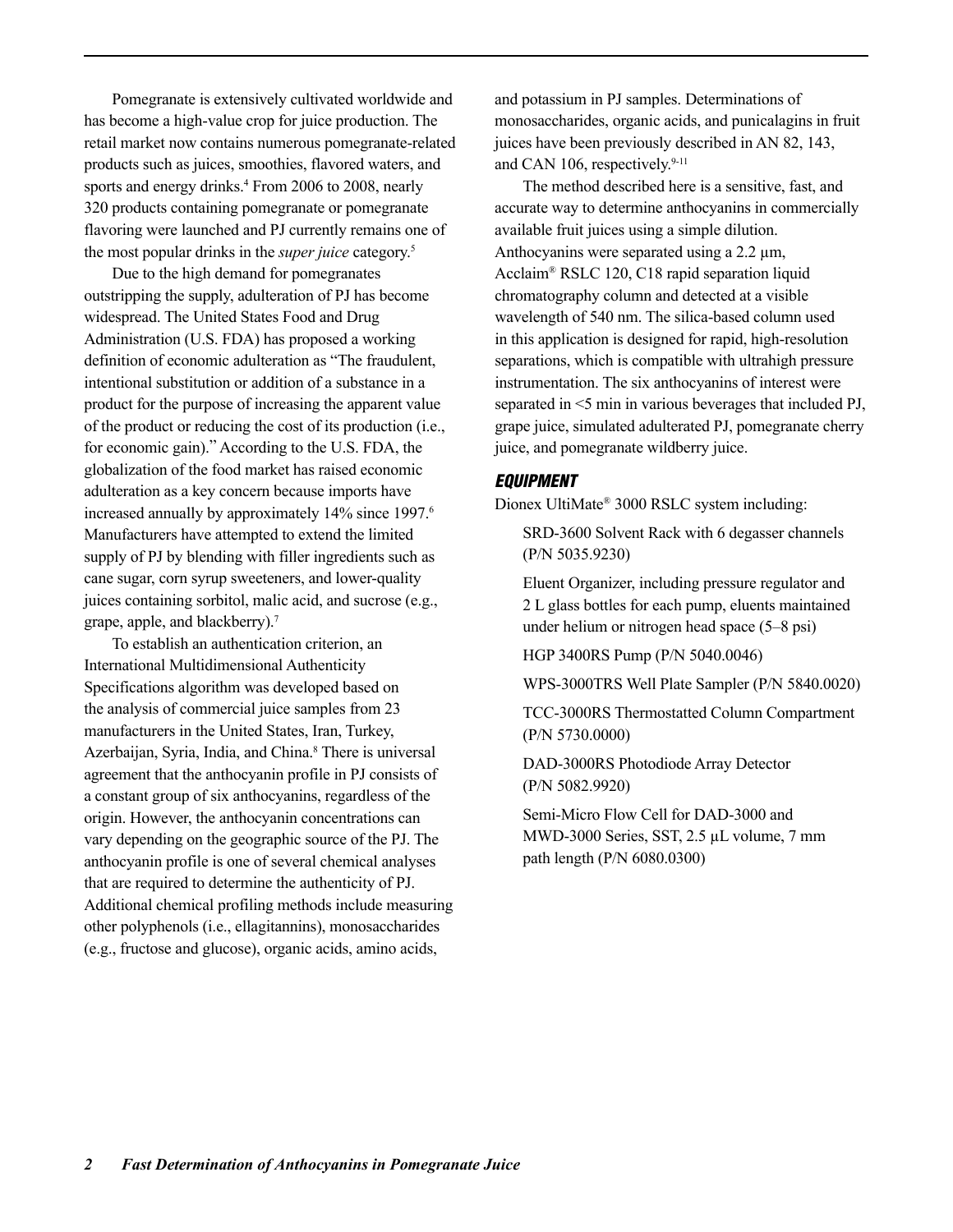Pomegranate is extensively cultivated worldwide and has become a high-value crop for juice production. The retail market now contains numerous pomegranate-related products such as juices, smoothies, flavored waters, and sports and energy drinks.[4] From 2006 to 2008, nearly 320 products containing pomegranate or pomegranate flavoring were launched and PJ currently remains one of the most popular drinks in the *super juice* category.[5]

Due to the high demand for pomegranates outstripping the supply, adulteration of PJ has become widespread. The United States Food and Drug Administration (U.S. FDA) has proposed a working definition of economic adulteration as "The fraudulent, intentional substitution or addition of a substance in a product for the purpose of increasing the apparent value of the product or reducing the cost of its production (i.e., for economic gain)." According to the U.S. FDA, the globalization of the food market has raised economic adulteration as a key concern because imports have increased annually by approximately 14% since 1997.[6] Manufacturers have attempted to extend the limited supply of PJ by blending with filler ingredients such as cane sugar, corn syrup sweeteners, and lower-quality juices containing sorbitol, malic acid, and sucrose (e.g., grape, apple, and blackberry).[7]

To establish an authentication criterion, an International Multidimensional Authenticity Specifications algorithm was developed based on the analysis of commercial juice samples from 23 manufacturers in the United States, Iran, Turkey, Azerbaijan, Syria, India, and China.[8] There is universal agreement that the anthocyanin profile in PJ consists of a constant group of six anthocyanins, regardless of the origin. However, the anthocyanin concentrations can vary depending on the geographic source of the PJ. The anthocyanin profile is one of several chemical analyses that are required to determine the authenticity of PJ. Additional chemical profiling methods include measuring other polyphenols (i.e., ellagitannins), monosaccharides (e.g., fructose and glucose), organic acids, amino acids, and potassium in PJ samples. Determinations of monosaccharides, organic acids, and punicalagins in fruit juices have been previously described in AN 82, 143, and CAN 106, respectively.[9-11]

The method described here is a sensitive, fast, and accurate way to determine anthocyanins in commercially available fruit juices using a simple dilution. Anthocyanins were separated using a 2.2 µm, Acclaim® RSLC 120, C18 rapid separation liquid chromatography column and detected at a visible wavelength of 540 nm. The silica-based column used in this application is designed for rapid, high-resolution separations, which is compatible with ultrahigh pressure instrumentation. The six anthocyanins of interest were separated in <5 min in various beverages that included PJ, grape juice, simulated adulterated PJ, pomegranate cherry juice, and pomegranate wildberry juice.

## EQUIPMENT

Dionex UltiMate® 3000 RSLC system including:

- SRD-3600 Solvent Rack with 6 degasser channels (P/N 5035.9230)
- Eluent Organizer, including pressure regulator and 2 L glass bottles for each pump, eluents maintained under helium or nitrogen head space (5–8 psi)
- HGP 3400RS Pump (P/N 5040.0046)
- WPS-3000TRS Well Plate Sampler (P/N 5840.0020)
- TCC-3000RS Thermostatted Column Compartment (P/N 5730.0000)
- DAD-3000RS Photodiode Array Detector (P/N 5082.9920)
- Semi-Micro Flow Cell for DAD-3000 and MWD-3000 Series, SST, 2.5 µL volume, 7 mm path length (P/N 6080.0300)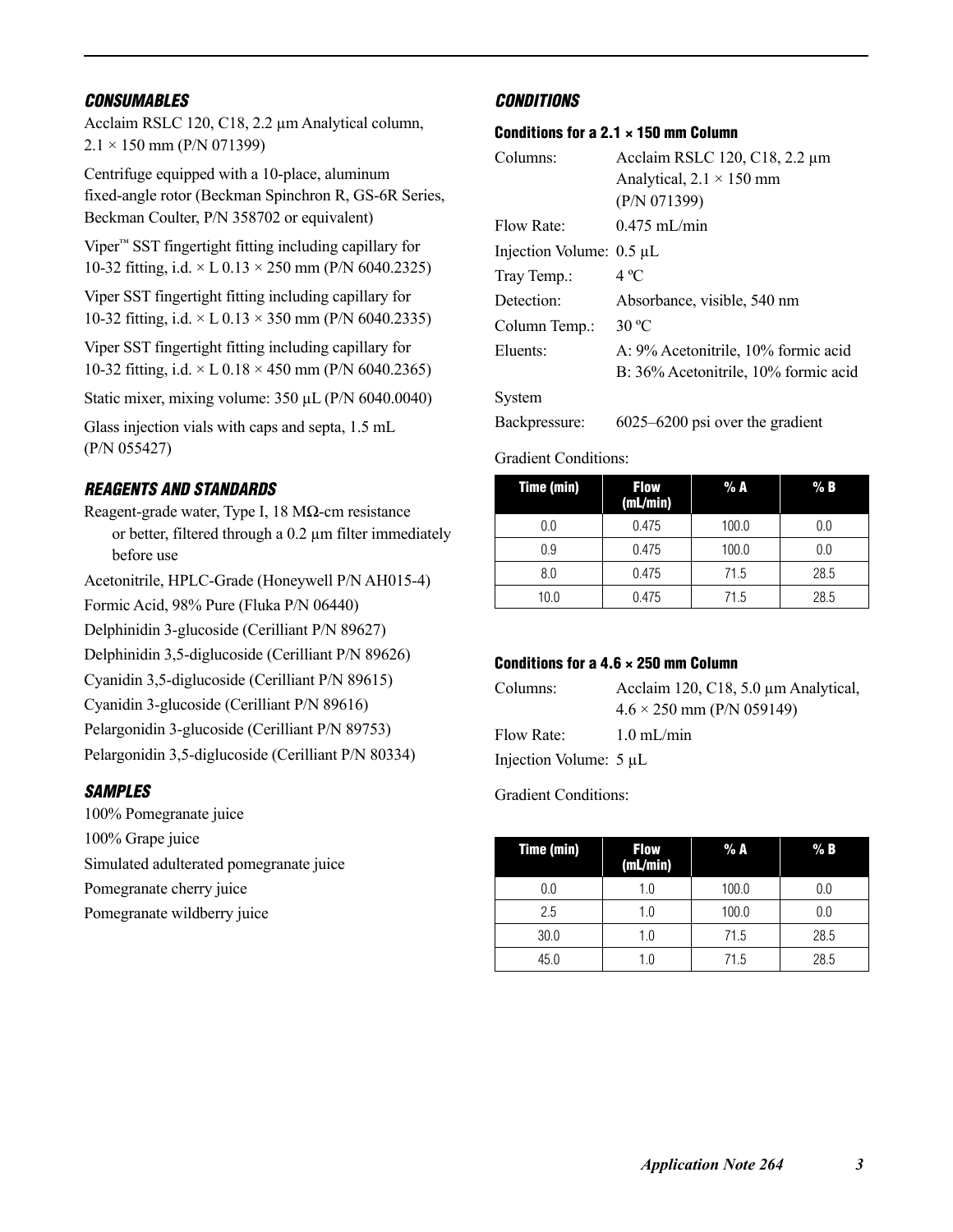### *CONSUMABLES*

Acclaim RSLC 120, C18, 2.2 µm Analytical column, 2.1 × 150 mm (P/N 071399)

Centrifuge equipped with a 10-place, aluminum fixed-angle rotor (Beckman Spinchron R, GS-6R Series, Beckman Coulter, P/N 358702 or equivalent)

Viper™ SST fingertight fitting including capillary for 10-32 fitting, i.d. × L 0.13 × 250 mm (P/N 6040.2325)

Viper SST fingertight fitting including capillary for 10-32 fitting, i.d. × L 0.13 × 350 mm (P/N 6040.2335)

Viper SST fingertight fitting including capillary for 10-32 fitting, i.d. × L 0.18 × 450 mm (P/N 6040.2365)

Static mixer, mixing volume: 350 µL (P/N 6040.0040)

Glass injection vials with caps and septa, 1.5 mL (P/N 055427)

### *REAGENTS AND STANDARDS*

Reagent-grade water, Type I, 18 MΩ-cm resistance or better, filtered through a 0.2 µm filter immediately before use

Acetonitrile, HPLC-Grade (Honeywell P/N AH015-4)

Formic Acid, 98% Pure (Fluka P/N 06440)

Delphinidin 3-glucoside (Cerilliant P/N 89627)

Delphinidin 3,5-diglucoside (Cerilliant P/N 89626)

Cyanidin 3,5-diglucoside (Cerilliant P/N 89615)

Cyanidin 3-glucoside (Cerilliant P/N 89616)

Pelargonidin 3-glucoside (Cerilliant P/N 89753)

Pelargonidin 3,5-diglucoside (Cerilliant P/N 80334)

### *SAMPLES*

100% Pomegranate juice

100% Grape juice

Simulated adulterated pomegranate juice

Pomegranate cherry juice

Pomegranate wildberry juice

### *CONDITIONS*

#### Conditions for a 2.1 × 150 mm Column

Columns: Acclaim RSLC 120, C18, 2.2 µm Analytical, 2.1 × 150 mm (P/N 071399)

Flow Rate: 0.475 mL/min

Injection Volume: 0.5 µL

Tray Temp.: 4 ºC

Detection: Absorbance, visible, 540 nm

Column Temp.: 30 ºC

Eluents: A: 9% Acetonitrile, 10% formic acid
B: 36% Acetonitrile, 10% formic acid

System Backpressure: 6025–6200 psi over the gradient

Gradient Conditions:

| Time (min) | Flow (mL/min) | % A | % B |
|---|---|---|---|
| 0.0 | 0.475 | 100.0 | 0.0 |
| 0.9 | 0.475 | 100.0 | 0.0 |
| 8.0 | 0.475 | 71.5 | 28.5 |
| 10.0 | 0.475 | 71.5 | 28.5 |

#### Conditions for a 4.6 × 250 mm Column

Columns: Acclaim 120, C18, 5.0 µm Analytical, 4.6 × 250 mm (P/N 059149)

Flow Rate: 1.0 mL/min

Injection Volume: 5 µL

Gradient Conditions:

| Time (min) | Flow (mL/min) | % A | % B |
|---|---|---|---|
| 0.0 | 1.0 | 100.0 | 0.0 |
| 2.5 | 1.0 | 100.0 | 0.0 |
| 30.0 | 1.0 | 71.5 | 28.5 |
| 45.0 | 1.0 | 71.5 | 28.5 |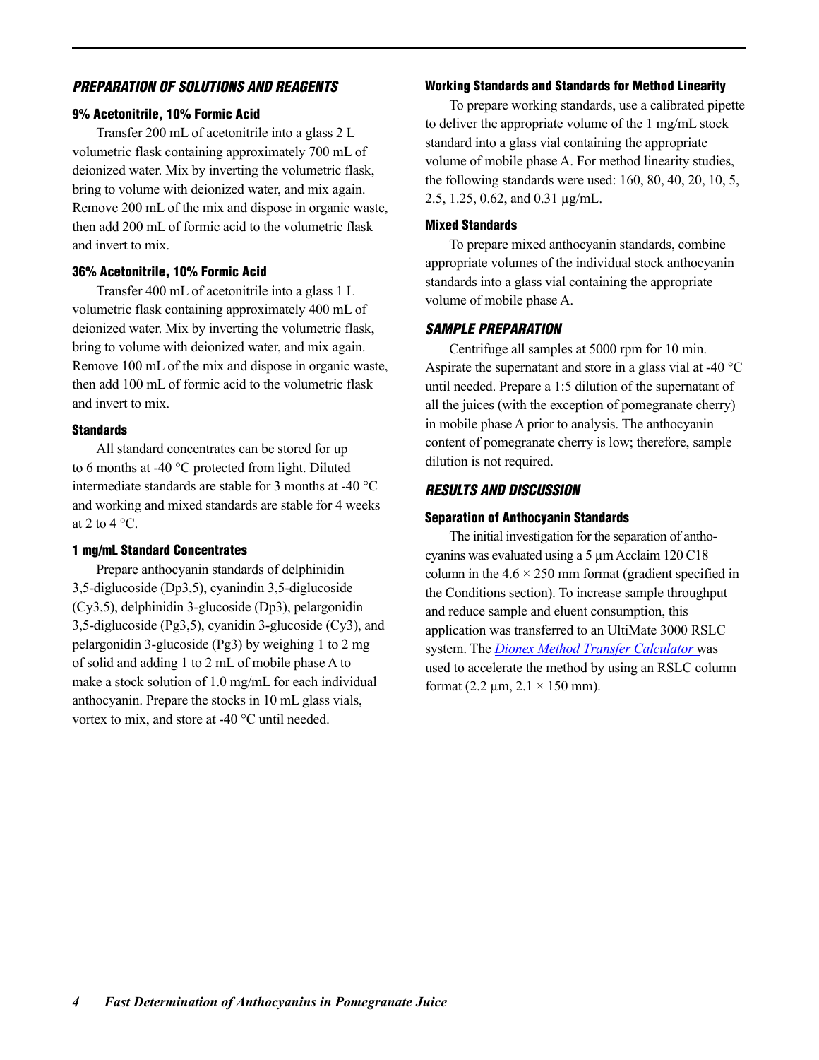## PREPARATION OF SOLUTIONS AND REAGENTS

### 9% Acetonitrile, 10% Formic Acid

Transfer 200 mL of acetonitrile into a glass 2 L volumetric flask containing approximately 700 mL of deionized water. Mix by inverting the volumetric flask, bring to volume with deionized water, and mix again. Remove 200 mL of the mix and dispose in organic waste, then add 200 mL of formic acid to the volumetric flask and invert to mix.

### 36% Acetonitrile, 10% Formic Acid

Transfer 400 mL of acetonitrile into a glass 1 L volumetric flask containing approximately 400 mL of deionized water. Mix by inverting the volumetric flask, bring to volume with deionized water, and mix again. Remove 100 mL of the mix and dispose in organic waste, then add 100 mL of formic acid to the volumetric flask and invert to mix.

### Standards

All standard concentrates can be stored for up to 6 months at -40 °C protected from light. Diluted intermediate standards are stable for 3 months at -40 °C and working and mixed standards are stable for 4 weeks at 2 to 4 °C.

### 1 mg/mL Standard Concentrates

Prepare anthocyanin standards of delphinidin 3,5-diglucoside (Dp3,5), cyanindin 3,5-diglucoside (Cy3,5), delphinidin 3-glucoside (Dp3), pelargonidin 3,5-diglucoside (Pg3,5), cyanidin 3-glucoside (Cy3), and pelargonidin 3-glucoside (Pg3) by weighing 1 to 2 mg of solid and adding 1 to 2 mL of mobile phase A to make a stock solution of 1.0 mg/mL for each individual anthocyanin. Prepare the stocks in 10 mL glass vials, vortex to mix, and store at -40 °C until needed.

### Working Standards and Standards for Method Linearity

To prepare working standards, use a calibrated pipette to deliver the appropriate volume of the 1 mg/mL stock standard into a glass vial containing the appropriate volume of mobile phase A. For method linearity studies, the following standards were used: 160, 80, 40, 20, 10, 5, 2.5, 1.25, 0.62, and 0.31 µg/mL.

### Mixed Standards

To prepare mixed anthocyanin standards, combine appropriate volumes of the individual stock anthocyanin standards into a glass vial containing the appropriate volume of mobile phase A.

## SAMPLE PREPARATION

Centrifuge all samples at 5000 rpm for 10 min. Aspirate the supernatant and store in a glass vial at -40 °C until needed. Prepare a 1:5 dilution of the supernatant of all the juices (with the exception of pomegranate cherry) in mobile phase A prior to analysis. The anthocyanin content of pomegranate cherry is low; therefore, sample dilution is not required.

## RESULTS AND DISCUSSION

### Separation of Anthocyanin Standards

The initial investigation for the separation of anthocyanins was evaluated using a 5 µm Acclaim 120 C18 column in the 4.6 × 250 mm format (gradient specified in the Conditions section). To increase sample throughput and reduce sample and eluent consumption, this application was transferred to an UltiMate 3000 RSLC system. The *Dionex Method Transfer Calculator* was used to accelerate the method by using an RSLC column format (2.2 µm, 2.1 × 150 mm).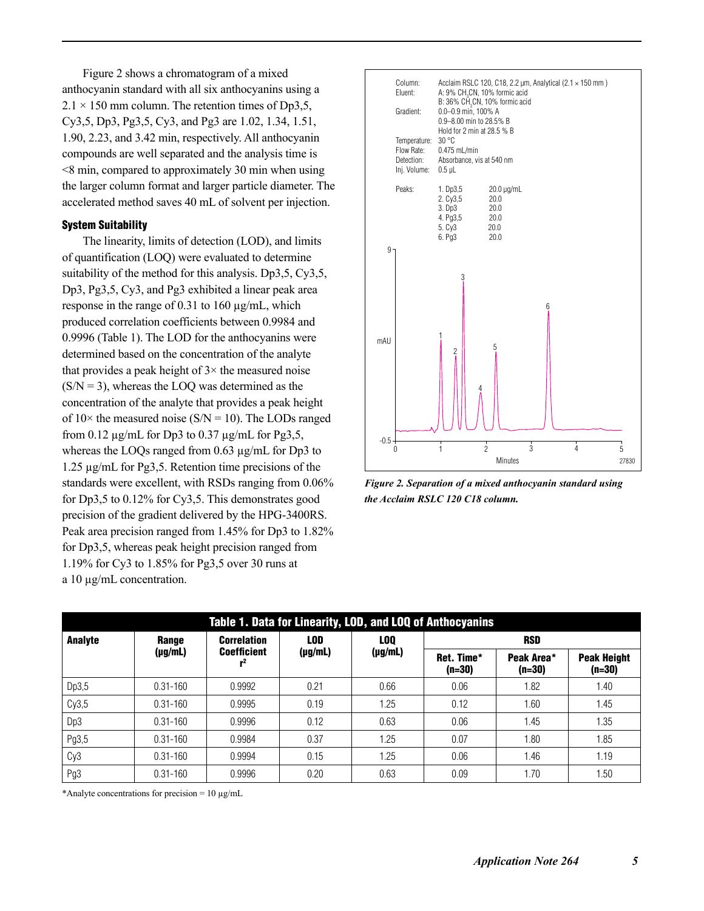Figure 2 shows a chromatogram of a mixed anthocyanin standard with all six anthocyanins using a 2.1 × 150 mm column. The retention times of Dp3,5, Cy3,5, Dp3, Pg3,5, Cy3, and Pg3 are 1.02, 1.34, 1.51, 1.90, 2.23, and 3.42 min, respectively. All anthocyanin compounds are well separated and the analysis time is <8 min, compared to approximately 30 min when using the larger column format and larger particle diameter. The accelerated method saves 40 mL of solvent per injection.

### System Suitability

The linearity, limits of detection (LOD), and limits of quantification (LOQ) were evaluated to determine suitability of the method for this analysis. Dp3,5, Cy3,5, Dp3, Pg3,5, Cy3, and Pg3 exhibited a linear peak area response in the range of 0.31 to 160 µg/mL, which produced correlation coefficients between 0.9984 and 0.9996 (Table 1). The LOD for the anthocyanins were determined based on the concentration of the analyte that provides a peak height of 3× the measured noise (S/N = 3), whereas the LOQ was determined as the concentration of the analyte that provides a peak height of 10× the measured noise (S/N = 10). The LODs ranged from 0.12 µg/mL for Dp3 to 0.37 µg/mL for Pg3,5, whereas the LOQs ranged from 0.63 µg/mL for Dp3 to 1.25 µg/mL for Pg3,5. Retention time precisions of the standards were excellent, with RSDs ranging from 0.06% for Dp3,5 to 0.12% for Cy3,5. This demonstrates good precision of the gradient delivered by the HPG-3400RS. Peak area precision ranged from 1.45% for Dp3 to 1.82% for Dp3,5, whereas peak height precision ranged from 1.19% for Cy3 to 1.85% for Pg3,5 over 30 runs at a 10 µg/mL concentration.

Column: Acclaim RSLC 120, C18, 2.2 µm, Analytical (2.1 × 150 mm)
Eluent: A: 9% $CH_3CN$, 10% formic acid
B: 36% $CH_3CN$, 10% formic acid
Gradient: 0.0–0.9 min, 100% A
0.9–8.00 min to 28.5% B
Hold for 2 min at 28.5 % B
Temperature: 30 °C
Flow Rate: 0.475 mL/min
Detection: Absorbance, vis at 540 nm
Inj. Volume: 0.5 µL

Peaks:
1. Dp3,5 20.0 µg/mL
2. Cy3,5 20.0
3. Dp3 20.0
4. Pg3,5 20.0
5. Cy3 20.0
6. Pg3 20.0

*Figure 2. Separation of a mixed anthocyanin standard using the Acclaim RSLC 120 C18 column.*

**Table 1. Data for Linearity, LOD, and LOQ of Anthocyanins**

| Analyte | Range (µg/mL) | Correlation Coefficient $r^2$ | LOD (µg/mL) | LOQ (µg/mL) | RSD | | |
|---|---|---|---|---|---|---|---|
| | | | | | Ret. Time* (n=30) | Peak Area* (n=30) | Peak Height (n=30) |
| Dp3,5 | 0.31-160 | 0.9992 | 0.21 | 0.66 | 0.06 | 1.82 | 1.40 |
| Cy3,5 | 0.31-160 | 0.9995 | 0.19 | 1.25 | 0.12 | 1.60 | 1.45 |
| Dp3 | 0.31-160 | 0.9996 | 0.12 | 0.63 | 0.06 | 1.45 | 1.35 |
| Pg3,5 | 0.31-160 | 0.9984 | 0.37 | 1.25 | 0.07 | 1.80 | 1.85 |
| Cy3 | 0.31-160 | 0.9994 | 0.15 | 1.25 | 0.06 | 1.46 | 1.19 |
| Pg3 | 0.31-160 | 0.9996 | 0.20 | 0.63 | 0.09 | 1.70 | 1.50 |

*Analyte concentrations for precision = 10 µg/mL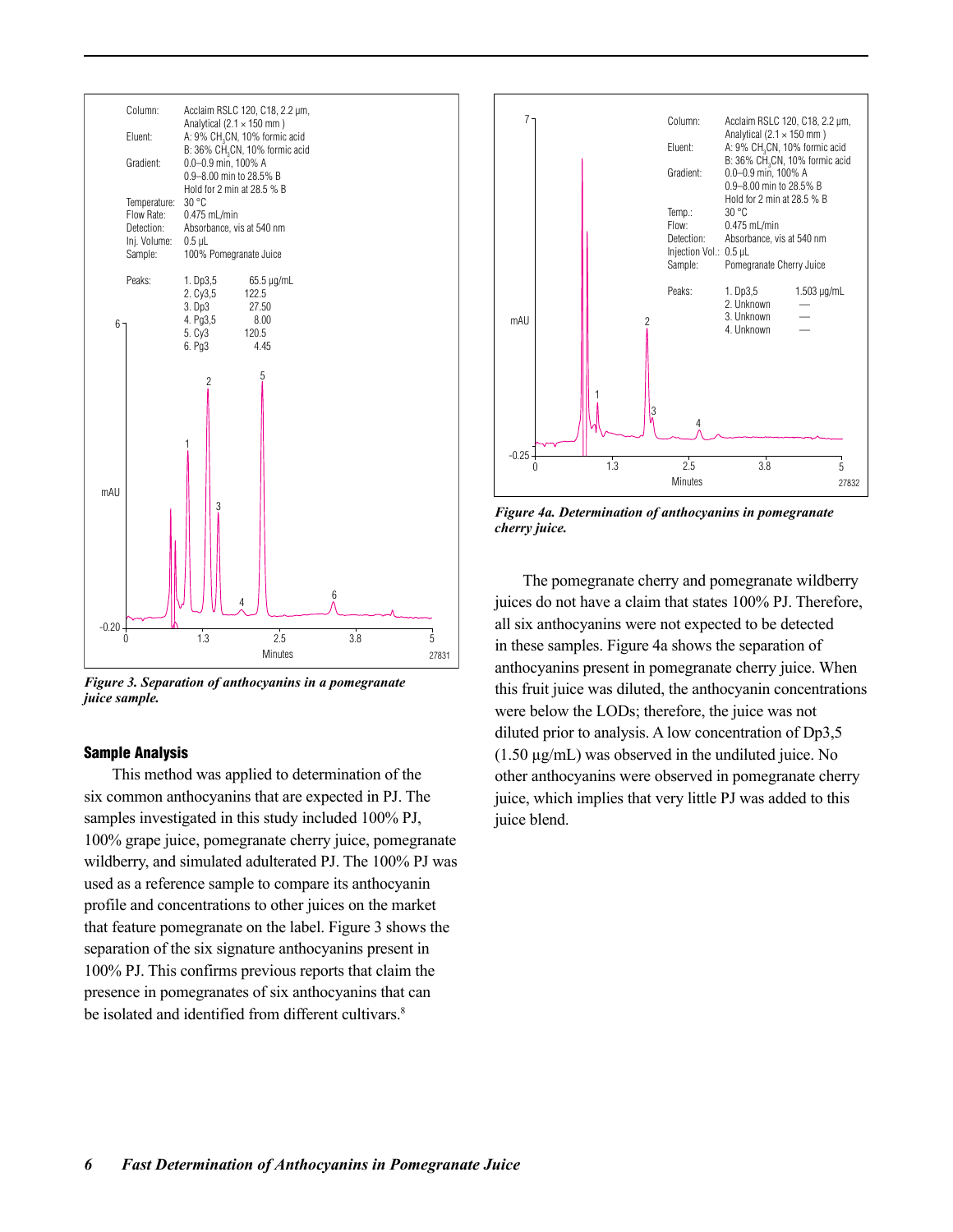Figure 3. Separation of anthocyanins in a pomegranate juice sample.

## Sample Analysis

This method was applied to determination of the six common anthocyanins that are expected in PJ. The samples investigated in this study included 100% PJ, 100% grape juice, pomegranate cherry juice, pomegranate wildberry, and simulated adulterated PJ. The 100% PJ was used as a reference sample to compare its anthocyanin profile and concentrations to other juices on the market that feature pomegranate on the label. Figure 3 shows the separation of the six signature anthocyanins present in 100% PJ. This confirms previous reports that claim the presence in pomegranates of six anthocyanins that can be isolated and identified from different cultivars.[8]

Figure 4a. Determination of anthocyanins in pomegranate cherry juice.

The pomegranate cherry and pomegranate wildberry juices do not have a claim that states 100% PJ. Therefore, all six anthocyanins were not expected to be detected in these samples. Figure 4a shows the separation of anthocyanins present in pomegranate cherry juice. When this fruit juice was diluted, the anthocyanin concentrations were below the LODs; therefore, the juice was not diluted prior to analysis. A low concentration of Dp3,5 (1.50 µg/mL) was observed in the undiluted juice. No other anthocyanins were observed in pomegranate cherry juice, which implies that very little PJ was added to this juice blend.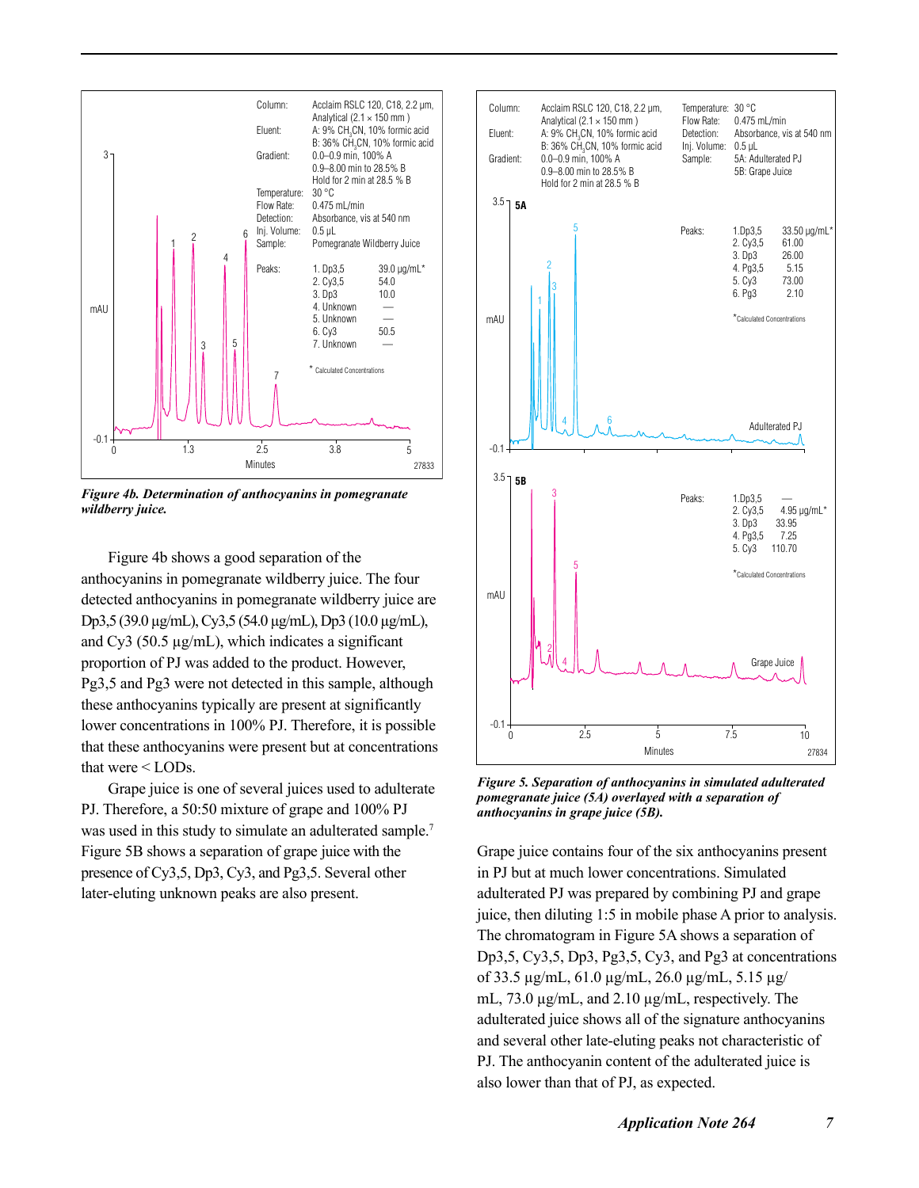Column: Acclaim RSLC 120, C18, 2.2 µm, Analytical (2.1 × 150 mm)
Eluent: A: 9% $CH_3CN$, 10% formic acid; B: 36% $CH_3CN$, 10% formic acid
Gradient: 0.0–0.9 min, 100% A; 0.9–8.00 min to 28.5% B; Hold for 2 min at 28.5 % B
Temperature: 30 °C
Flow Rate: 0.475 mL/min
Detection: Absorbance, vis at 540 nm
Inj. Volume: 0.5 µL
Sample: Pomegranate Wildberry Juice

| Peaks: | |
|---|---|
| 1. Dp3,5 | 39.0 µg/mL* |
| 2. Cy3,5 | 54.0 |
| 3. Dp3 | 10.0 |
| 4. Unknown | — |
| 5. Unknown | — |
| 6. Cy3 | 50.5 |
| 7. Unknown | — |

\* Calculated Concentrations

*Figure 4b. Determination of anthocyanins in pomegranate wildberry juice.*

Figure 4b shows a good separation of the anthocyanins in pomegranate wildberry juice. The four detected anthocyanins in pomegranate wildberry juice are Dp3,5 (39.0 µg/mL), Cy3,5 (54.0 µg/mL), Dp3 (10.0 µg/mL), and Cy3 (50.5 µg/mL), which indicates a significant proportion of PJ was added to the product. However, Pg3,5 and Pg3 were not detected in this sample, although these anthocyanins typically are present at significantly lower concentrations in 100% PJ. Therefore, it is possible that these anthocyanins were present but at concentrations that were < LODs.

Grape juice is one of several juices used to adulterate PJ. Therefore, a 50:50 mixture of grape and 100% PJ was used in this study to simulate an adulterated sample.[7] Figure 5B shows a separation of grape juice with the presence of Cy3,5, Dp3, Cy3, and Pg3,5. Several other later-eluting unknown peaks are also present.

Column: Acclaim RSLC 120, C18, 2.2 µm, Analytical (2.1 × 150 mm)
Eluent: A: 9% $CH_3CN$, 10% formic acid; B: 36% $CH_3CN$, 10% formic acid
Gradient: 0.0–0.9 min, 100% A; 0.9–8.00 min to 28.5% B; Hold for 2 min at 28.5 % B
Temperature: 30 °C
Flow Rate: 0.475 mL/min
Detection: Absorbance, vis at 540 nm
Inj. Volume: 0.5 µL
Sample: 5A: Adulterated PJ; 5B: Grape Juice

5A Peaks:

| Peak | Concentration |
|---|---|
| 1. Dp3,5 | 33.50 µg/mL* |
| 2. Cy3,5 | 61.00 |
| 3. Dp3 | 26.00 |
| 4. Pg3,5 | 5.15 |
| 5. Cy3 | 73.00 |
| 6. Pg3 | 2.10 |

5B Peaks:

| Peak | Concentration |
|---|---|
| 1. Dp3,5 | — |
| 2. Cy3,5 | 4.95 µg/mL* |
| 3. Dp3 | 33.95 |
| 4. Pg3,5 | 7.25 |
| 5. Cy3 | 110.70 |

\* Calculated Concentrations

*Figure 5. Separation of anthocyanins in simulated adulterated pomegranate juice (5A) overlayed with a separation of anthocyanins in grape juice (5B).*

Grape juice contains four of the six anthocyanins present in PJ but at much lower concentrations. Simulated adulterated PJ was prepared by combining PJ and grape juice, then diluting 1:5 in mobile phase A prior to analysis. The chromatogram in Figure 5A shows a separation of Dp3,5, Cy3,5, Dp3, Pg3,5, Cy3, and Pg3 at concentrations of 33.5 µg/mL, 61.0 µg/mL, 26.0 µg/mL, 5.15 µg/mL, 73.0 µg/mL, and 2.10 µg/mL, respectively. The adulterated juice shows all of the signature anthocyanins and several other late-eluting peaks not characteristic of PJ. The anthocyanin content of the adulterated juice is also lower than that of PJ, as expected.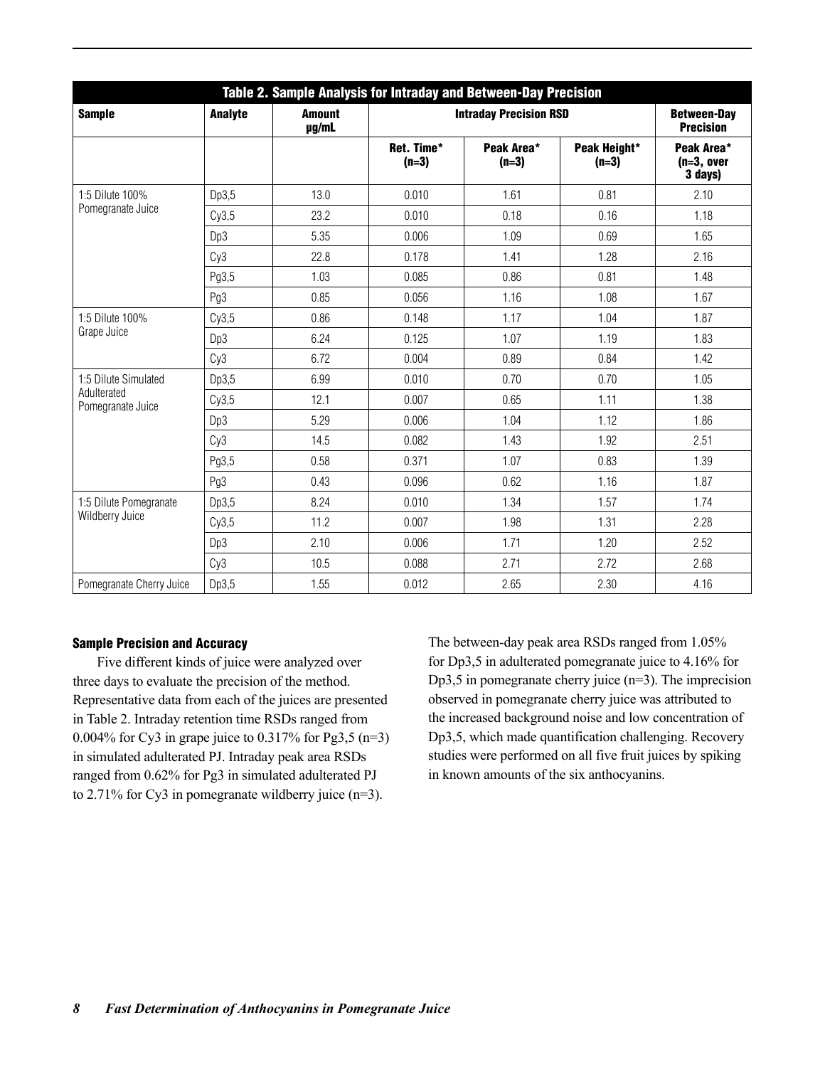| Table 2. Sample Analysis for Intraday and Between-Day Precision | | | | | | |
|---|---|---|---|---|---|---|
| **Sample** | **Analyte** | **Amount µg/mL** | **Intraday Precision RSD** | | | **Between-Day Precision** |
| | | | **Ret. Time* (n=3)** | **Peak Area* (n=3)** | **Peak Height* (n=3)** | **Peak Area* (n=3, over 3 days)** |
| 1:5 Dilute 100% Pomegranate Juice | Dp3,5 | 13.0 | 0.010 | 1.61 | 0.81 | 2.10 |
| | Cy3,5 | 23.2 | 0.010 | 0.18 | 0.16 | 1.18 |
| | Dp3 | 5.35 | 0.006 | 1.09 | 0.69 | 1.65 |
| | Cy3 | 22.8 | 0.178 | 1.41 | 1.28 | 2.16 |
| | Pg3,5 | 1.03 | 0.085 | 0.86 | 0.81 | 1.48 |
| | Pg3 | 0.85 | 0.056 | 1.16 | 1.08 | 1.67 |
| 1:5 Dilute 100% Grape Juice | Cy3,5 | 0.86 | 0.148 | 1.17 | 1.04 | 1.87 |
| | Dp3 | 6.24 | 0.125 | 1.07 | 1.19 | 1.83 |
| | Cy3 | 6.72 | 0.004 | 0.89 | 0.84 | 1.42 |
| 1:5 Dilute Simulated Adulterated Pomegranate Juice | Dp3,5 | 6.99 | 0.010 | 0.70 | 0.70 | 1.05 |
| | Cy3,5 | 12.1 | 0.007 | 0.65 | 1.11 | 1.38 |
| | Dp3 | 5.29 | 0.006 | 1.04 | 1.12 | 1.86 |
| | Cy3 | 14.5 | 0.082 | 1.43 | 1.92 | 2.51 |
| | Pg3,5 | 0.58 | 0.371 | 1.07 | 0.83 | 1.39 |
| | Pg3 | 0.43 | 0.096 | 0.62 | 1.16 | 1.87 |
| 1:5 Dilute Pomegranate Wildberry Juice | Dp3,5 | 8.24 | 0.010 | 1.34 | 1.57 | 1.74 |
| | Cy3,5 | 11.2 | 0.007 | 1.98 | 1.31 | 2.28 |
| | Dp3 | 2.10 | 0.006 | 1.71 | 1.20 | 2.52 |
| | Cy3 | 10.5 | 0.088 | 2.71 | 2.72 | 2.68 |
| Pomegranate Cherry Juice | Dp3,5 | 1.55 | 0.012 | 2.65 | 2.30 | 4.16 |

### Sample Precision and Accuracy

Five different kinds of juice were analyzed over three days to evaluate the precision of the method. Representative data from each of the juices are presented in Table 2. Intraday retention time RSDs ranged from 0.004% for Cy3 in grape juice to 0.317% for Pg3,5 (n=3) in simulated adulterated PJ. Intraday peak area RSDs ranged from 0.62% for Pg3 in simulated adulterated PJ to 2.71% for Cy3 in pomegranate wildberry juice (n=3). The between-day peak area RSDs ranged from 1.05% for Dp3,5 in adulterated pomegranate juice to 4.16% for Dp3,5 in pomegranate cherry juice (n=3). The imprecision observed in pomegranate cherry juice was attributed to the increased background noise and low concentration of Dp3,5, which made quantification challenging. Recovery studies were performed on all five fruit juices by spiking in known amounts of the six anthocyanins.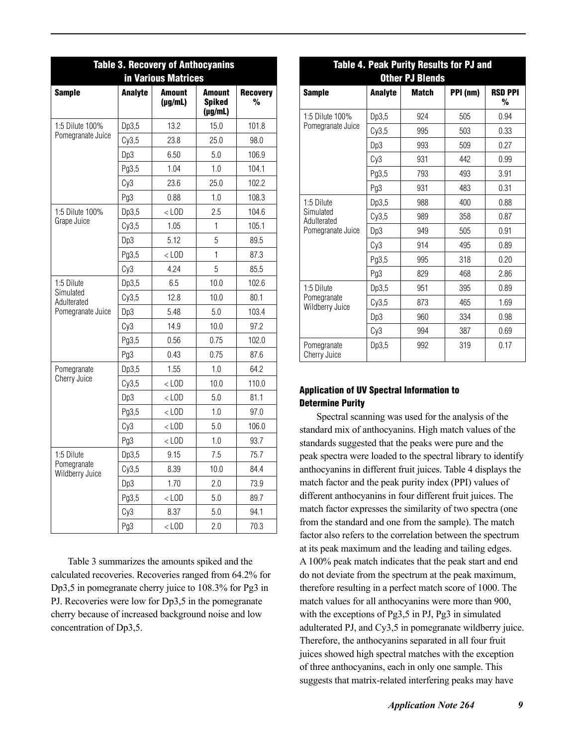| Table 3. Recovery of Anthocyanins in Various Matrices | | | | |
|---|---|---|---|---|
| **Sample** | **Analyte** | **Amount (µg/mL)** | **Amount Spiked (µg/mL)** | **Recovery %** |
| 1:5 Dilute 100% Pomegranate Juice | Dp3,5 | 13.2 | 15.0 | 101.8 |
| | Cy3,5 | 23.8 | 25.0 | 98.0 |
| | Dp3 | 6.50 | 5.0 | 106.9 |
| | Pg3,5 | 1.04 | 1.0 | 104.1 |
| | Cy3 | 23.6 | 25.0 | 102.2 |
| | Pg3 | 0.88 | 1.0 | 108.3 |
| 1:5 Dilute 100% Grape Juice | Dp3,5 | < LOD | 2.5 | 104.6 |
| | Cy3,5 | 1.05 | 1 | 105.1 |
| | Dp3 | 5.12 | 5 | 89.5 |
| | Pg3,5 | < LOD | 1 | 87.3 |
| | Cy3 | 4.24 | 5 | 85.5 |
| 1:5 Dilute Simulated Adulterated Pomegranate Juice | Dp3,5 | 6.5 | 10.0 | 102.6 |
| | Cy3,5 | 12.8 | 10.0 | 80.1 |
| | Dp3 | 5.48 | 5.0 | 103.4 |
| | Cy3 | 14.9 | 10.0 | 97.2 |
| | Pg3,5 | 0.56 | 0.75 | 102.0 |
| | Pg3 | 0.43 | 0.75 | 87.6 |
| Pomegranate Cherry Juice | Dp3,5 | 1.55 | 1.0 | 64.2 |
| | Cy3,5 | < LOD | 10.0 | 110.0 |
| | Dp3 | < LOD | 5.0 | 81.1 |
| | Pg3,5 | < LOD | 1.0 | 97.0 |
| | Cy3 | < LOD | 5.0 | 106.0 |
| | Pg3 | < LOD | 1.0 | 93.7 |
| 1:5 Dilute Pomegranate Wildberry Juice | Dp3,5 | 9.15 | 7.5 | 75.7 |
| | Cy3,5 | 8.39 | 10.0 | 84.4 |
| | Dp3 | 1.70 | 2.0 | 73.9 |
| | Pg3,5 | < LOD | 5.0 | 89.7 |
| | Cy3 | 8.37 | 5.0 | 94.1 |
| | Pg3 | < LOD | 2.0 | 70.3 |

Table 3 summarizes the amounts spiked and the calculated recoveries. Recoveries ranged from 64.2% for Dp3,5 in pomegranate cherry juice to 108.3% for Pg3 in PJ. Recoveries were low for Dp3,5 in the pomegranate cherry because of increased background noise and low concentration of Dp3,5.

| Table 4. Peak Purity Results for PJ and Other PJ Blends | | | | |
|---|---|---|---|---|
| **Sample** | **Analyte** | **Match** | **PPI (nm)** | **RSD PPI %** |
| 1:5 Dilute 100% Pomegranate Juice | Dp3,5 | 924 | 505 | 0.94 |
| | Cy3,5 | 995 | 503 | 0.33 |
| | Dp3 | 993 | 509 | 0.27 |
| | Cy3 | 931 | 442 | 0.99 |
| | Pg3,5 | 793 | 493 | 3.91 |
| | Pg3 | 931 | 483 | 0.31 |
| 1:5 Dilute Simulated Adulterated Pomegranate Juice | Dp3,5 | 988 | 400 | 0.88 |
| | Cy3,5 | 989 | 358 | 0.87 |
| | Dp3 | 949 | 505 | 0.91 |
| | Cy3 | 914 | 495 | 0.89 |
| | Pg3,5 | 995 | 318 | 0.20 |
| | Pg3 | 829 | 468 | 2.86 |
| 1:5 Dilute Pomegranate Wildberry Juice | Dp3,5 | 951 | 395 | 0.89 |
| | Cy3,5 | 873 | 465 | 1.69 |
| | Dp3 | 960 | 334 | 0.98 |
| | Cy3 | 994 | 387 | 0.69 |
| Pomegranate Cherry Juice | Dp3,5 | 992 | 319 | 0.17 |

### Application of UV Spectral Information to Determine Purity

Spectral scanning was used for the analysis of the standard mix of anthocyanins. High match values of the standards suggested that the peaks were pure and the peak spectra were loaded to the spectral library to identify anthocyanins in different fruit juices. Table 4 displays the match factor and the peak purity index (PPI) values of different anthocyanins in four different fruit juices. The match factor expresses the similarity of two spectra (one from the standard and one from the sample). The match factor also refers to the correlation between the spectrum at its peak maximum and the leading and tailing edges. A 100% peak match indicates that the peak start and end do not deviate from the spectrum at the peak maximum, therefore resulting in a perfect match score of 1000. The match values for all anthocyanins were more than 900, with the exceptions of Pg3,5 in PJ, Pg3 in simulated adulterated PJ, and Cy3,5 in pomegranate wildberry juice. Therefore, the anthocyanins separated in all four fruit juices showed high spectral matches with the exception of three anthocyanins, each in only one sample. This suggests that matrix-related interfering peaks may have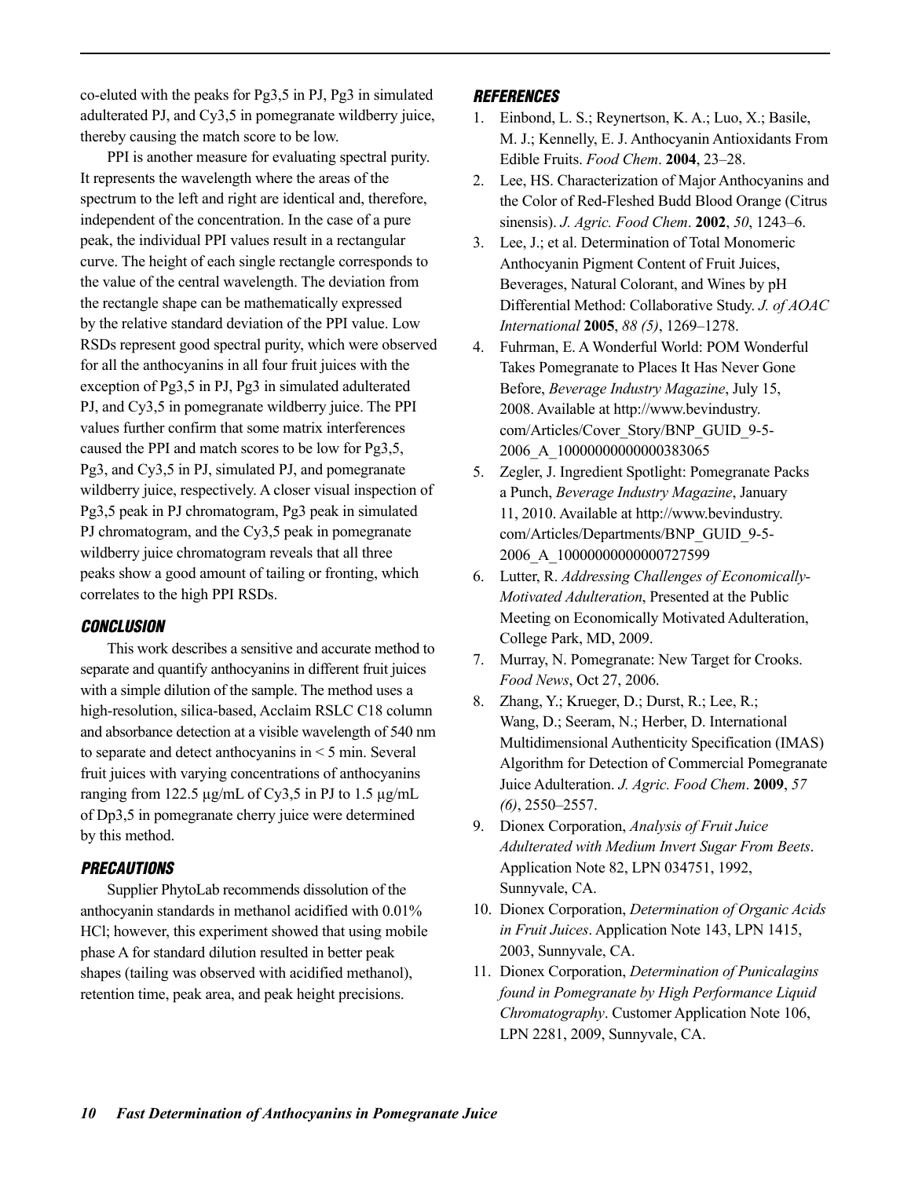co-eluted with the peaks for Pg3,5 in PJ, Pg3 in simulated adulterated PJ, and Cy3,5 in pomegranate wildberry juice, thereby causing the match score to be low.

PPI is another measure for evaluating spectral purity. It represents the wavelength where the areas of the spectrum to the left and right are identical and, therefore, independent of the concentration. In the case of a pure peak, the individual PPI values result in a rectangular curve. The height of each single rectangle corresponds to the value of the central wavelength. The deviation from the rectangle shape can be mathematically expressed by the relative standard deviation of the PPI value. Low RSDs represent good spectral purity, which were observed for all the anthocyanins in all four fruit juices with the exception of Pg3,5 in PJ, Pg3 in simulated adulterated PJ, and Cy3,5 in pomegranate wildberry juice. The PPI values further confirm that some matrix interferences caused the PPI and match scores to be low for Pg3,5, Pg3, and Cy3,5 in PJ, simulated PJ, and pomegranate wildberry juice, respectively. A closer visual inspection of Pg3,5 peak in PJ chromatogram, Pg3 peak in simulated PJ chromatogram, and the Cy3,5 peak in pomegranate wildberry juice chromatogram reveals that all three peaks show a good amount of tailing or fronting, which correlates to the high PPI RSDs.

## CONCLUSION

This work describes a sensitive and accurate method to separate and quantify anthocyanins in different fruit juices with a simple dilution of the sample. The method uses a high-resolution, silica-based, Acclaim RSLC C18 column and absorbance detection at a visible wavelength of 540 nm to separate and detect anthocyanins in < 5 min. Several fruit juices with varying concentrations of anthocyanins ranging from 122.5 µg/mL of Cy3,5 in PJ to 1.5 µg/mL of Dp3,5 in pomegranate cherry juice were determined by this method.

## PRECAUTIONS

Supplier PhytoLab recommends dissolution of the anthocyanin standards in methanol acidified with 0.01% HCl; however, this experiment showed that using mobile phase A for standard dilution resulted in better peak shapes (tailing was observed with acidified methanol), retention time, peak area, and peak height precisions.

## REFERENCES

1. Einbond, L. S.; Reynertson, K. A.; Luo, X.; Basile, M. J.; Kennelly, E. J. Anthocyanin Antioxidants From Edible Fruits. *Food Chem*. **2004**, 23–28.
2. Lee, HS. Characterization of Major Anthocyanins and the Color of Red-Fleshed Budd Blood Orange (Citrus sinensis). *J. Agric. Food Chem*. **2002**, *50*, 1243–6.
3. Lee, J.; et al. Determination of Total Monomeric Anthocyanin Pigment Content of Fruit Juices, Beverages, Natural Colorant, and Wines by pH Differential Method: Collaborative Study. *J. of AOAC International* **2005**, *88 (5)*, 1269–1278.
4. Fuhrman, E. A Wonderful World: POM Wonderful Takes Pomegranate to Places It Has Never Gone Before, *Beverage Industry Magazine*, July 15, 2008. Available at http://www.bevindustry.com/Articles/Cover_Story/BNP_GUID_9-5-2006_A_10000000000000383065
5. Zegler, J. Ingredient Spotlight: Pomegranate Packs a Punch, *Beverage Industry Magazine*, January 11, 2010. Available at http://www.bevindustry.com/Articles/Departments/BNP_GUID_9-5-2006_A_10000000000000727599
6. Lutter, R. *Addressing Challenges of Economically-Motivated Adulteration*, Presented at the Public Meeting on Economically Motivated Adulteration, College Park, MD, 2009.
7. Murray, N. Pomegranate: New Target for Crooks. *Food News*, Oct 27, 2006.
8. Zhang, Y.; Krueger, D.; Durst, R.; Lee, R.; Wang, D.; Seeram, N.; Herber, D. International Multidimensional Authenticity Specification (IMAS) Algorithm for Detection of Commercial Pomegranate Juice Adulteration. *J. Agric. Food Chem*. **2009**, *57 (6)*, 2550–2557.
9. Dionex Corporation, *Analysis of Fruit Juice Adulterated with Medium Invert Sugar From Beets*. Application Note 82, LPN 034751, 1992, Sunnyvale, CA.
10. Dionex Corporation, *Determination of Organic Acids in Fruit Juices*. Application Note 143, LPN 1415, 2003, Sunnyvale, CA.
11. Dionex Corporation, *Determination of Punicalagins found in Pomegranate by High Performance Liquid Chromatography*. Customer Application Note 106, LPN 2281, 2009, Sunnyvale, CA.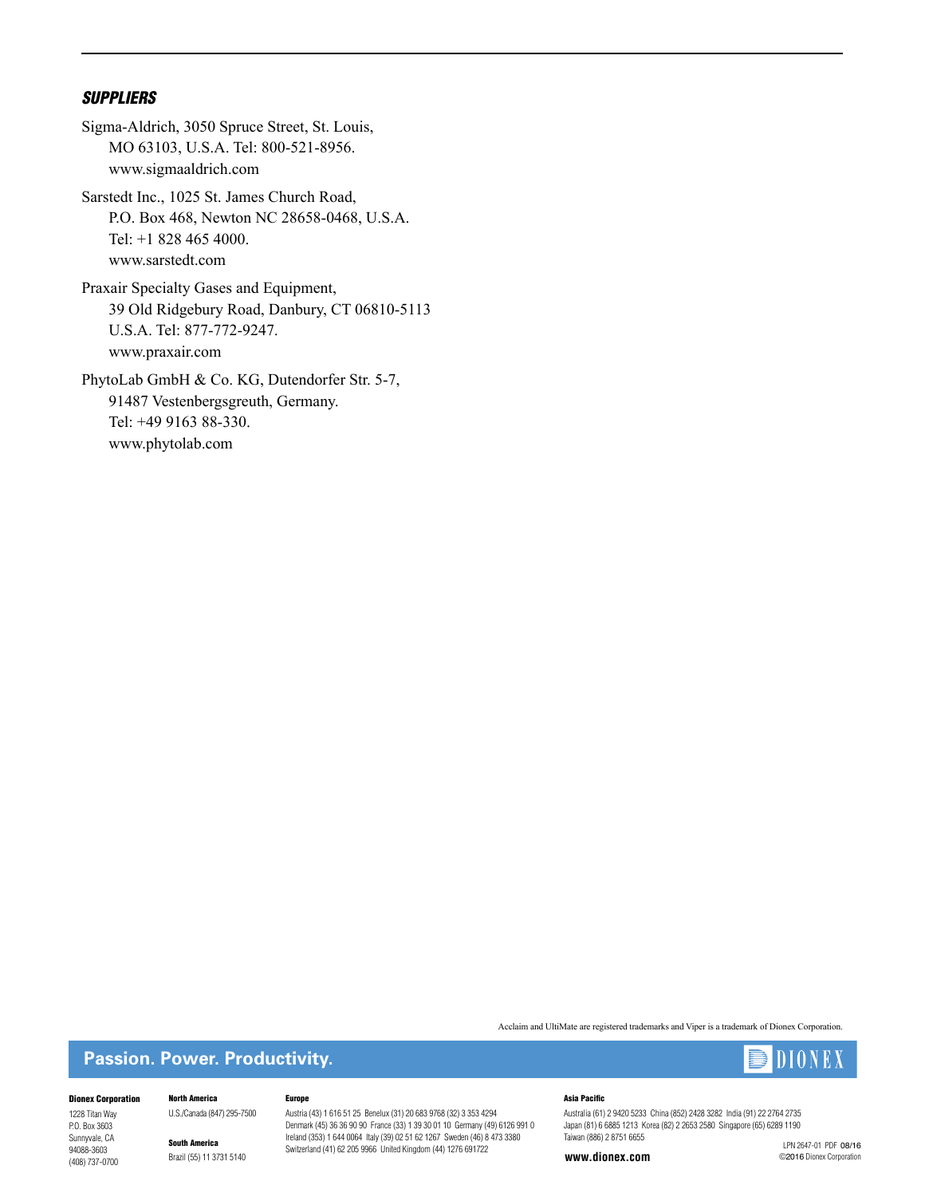## *SUPPLIERS*

Sigma-Aldrich, 3050 Spruce Street, St. Louis, MO 63103, U.S.A. Tel: 800-521-8956. www.sigmaaldrich.com

Sarstedt Inc., 1025 St. James Church Road, P.O. Box 468, Newton NC 28658-0468, U.S.A. Tel: +1 828 465 4000. www.sarstedt.com

Praxair Specialty Gases and Equipment, 39 Old Ridgebury Road, Danbury, CT 06810-5113 U.S.A. Tel: 877-772-9247. www.praxair.com

PhytoLab GmbH & Co. KG, Dutendorfer Str. 5-7, 91487 Vestenbergsgreuth, Germany. Tel: +49 9163 88-330. www.phytolab.com

Acclaim and UltiMate are registered trademarks and Viper is a trademark of Dionex Corporation.

**Passion. Power. Productivity.**

DIONEX

**Dionex Corporation**
1228 Titan Way
P.O. Box 3603
Sunnyvale, CA
94088-3603
(408) 737-0700

**North America**
U.S./Canada (847) 295-7500

**South America**
Brazil (55) 11 3731 5140

**Europe**
Austria (43) 1 616 51 25 Benelux (31) 20 683 9768 (32) 3 353 4294
Denmark (45) 36 36 90 90 France (33) 1 39 30 01 10 Germany (49) 6126 991 0
Ireland (353) 1 644 0064 Italy (39) 02 51 62 1267 Sweden (46) 8 473 3380
Switzerland (41) 62 205 9966 United Kingdom (44) 1276 691722

**Asia Pacific**
Australia (61) 2 9420 5233 China (852) 2428 3282 India (91) 22 2764 2735
Japan (81) 6 6885 1213 Korea (82) 2 2653 2580 Singapore (65) 6289 1190
Taiwan (886) 2 8751 6655

**www.dionex.com**

LPN 2647-01 PDF 08/16
©2016 Dionex Corporation